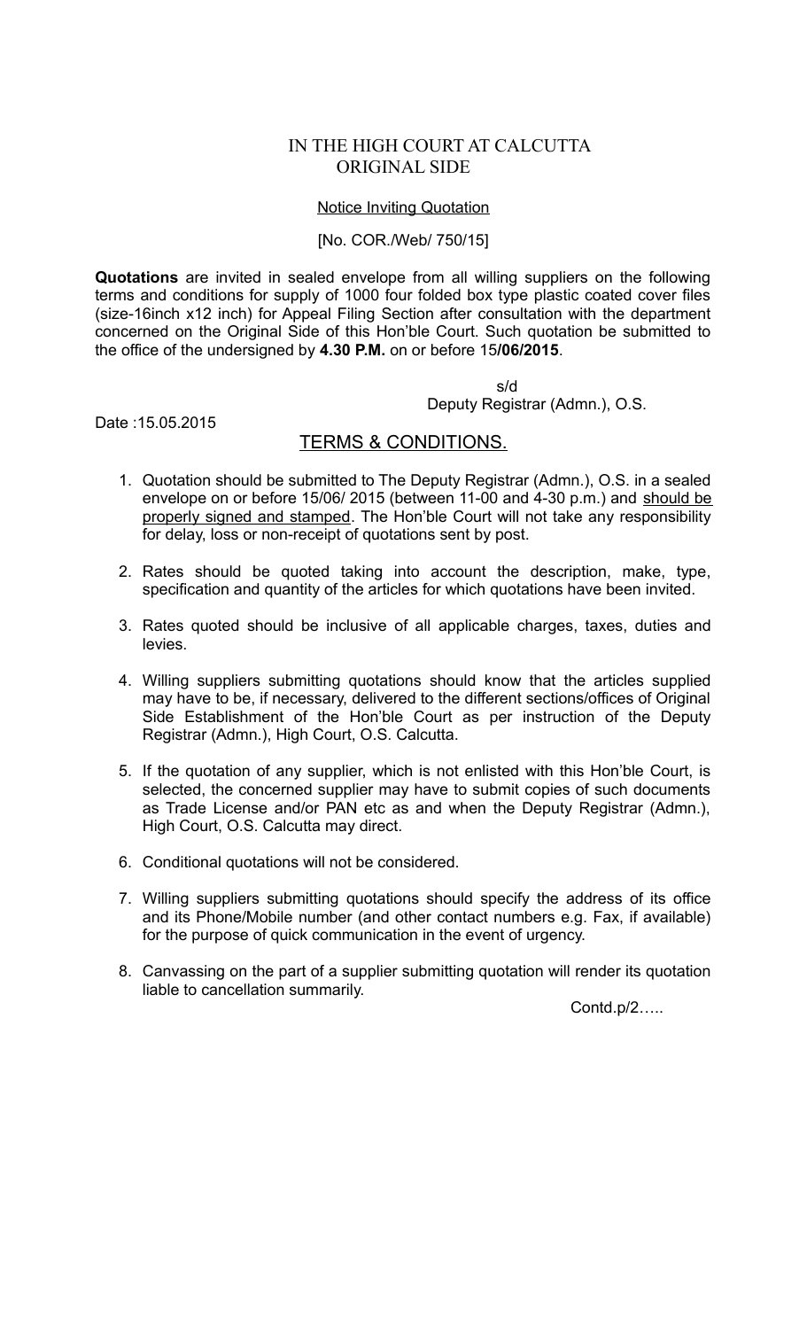# IN THE HIGH COURT AT CALCUTTA
## ORIGINAL SIDE

Notice Inviting Quotation

[No. COR./Web/ 750/15]

**Quotations** are invited in sealed envelope from all willing suppliers on the following terms and conditions for supply of 1000 four folded box type plastic coated cover files (size-16inch x12 inch) for Appeal Filing Section after consultation with the department concerned on the Original Side of this Hon'ble Court. Such quotation be submitted to the office of the undersigned by **4.30 P.M.** on or before 15**/06/2015**.

s/d
Deputy Registrar (Admn.), O.S.

Date :15.05.2015

## TERMS & CONDITIONS.

1. Quotation should be submitted to The Deputy Registrar (Admn.), O.S. in a sealed envelope on or before 15/06/ 2015 (between 11-00 and 4-30 p.m.) and should be properly signed and stamped. The Hon'ble Court will not take any responsibility for delay, loss or non-receipt of quotations sent by post.

2. Rates should be quoted taking into account the description, make, type, specification and quantity of the articles for which quotations have been invited.

3. Rates quoted should be inclusive of all applicable charges, taxes, duties and levies.

4. Willing suppliers submitting quotations should know that the articles supplied may have to be, if necessary, delivered to the different sections/offices of Original Side Establishment of the Hon'ble Court as per instruction of the Deputy Registrar (Admn.), High Court, O.S. Calcutta.

5. If the quotation of any supplier, which is not enlisted with this Hon'ble Court, is selected, the concerned supplier may have to submit copies of such documents as Trade License and/or PAN etc as and when the Deputy Registrar (Admn.), High Court, O.S. Calcutta may direct.

6. Conditional quotations will not be considered.

7. Willing suppliers submitting quotations should specify the address of its office and its Phone/Mobile number (and other contact numbers e.g. Fax, if available) for the purpose of quick communication in the event of urgency.

8. Canvassing on the part of a supplier submitting quotation will render its quotation liable to cancellation summarily.

Contd.p/2…..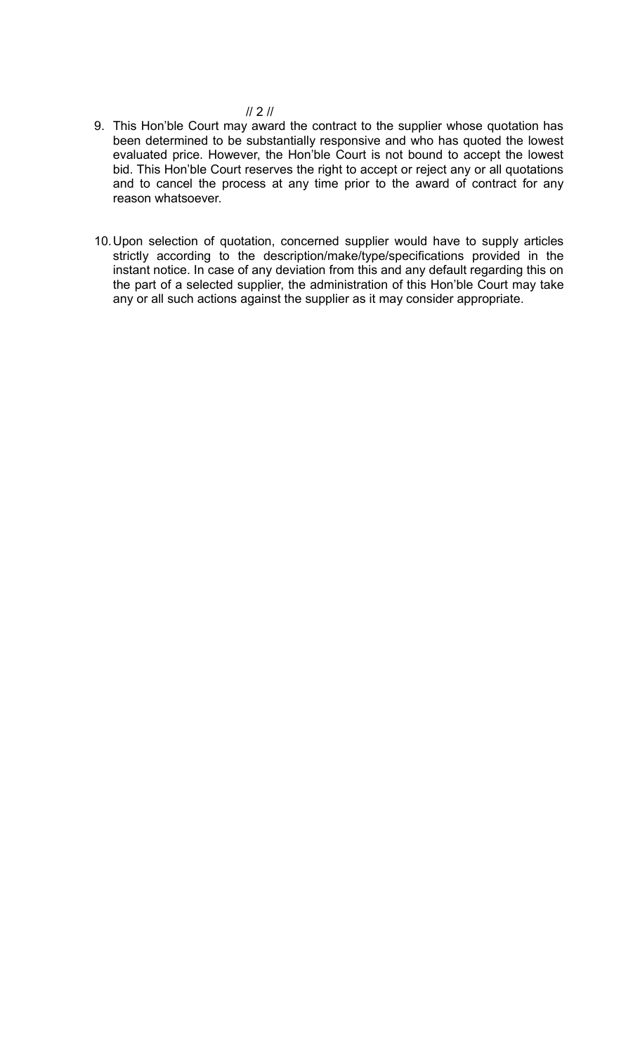9. This Hon'ble Court may award the contract to the supplier whose quotation has been determined to be substantially responsive and who has quoted the lowest evaluated price. However, the Hon'ble Court is not bound to accept the lowest bid. This Hon'ble Court reserves the right to accept or reject any or all quotations and to cancel the process at any time prior to the award of contract for any reason whatsoever.

10. Upon selection of quotation, concerned supplier would have to supply articles strictly according to the description/make/type/specifications provided in the instant notice. In case of any deviation from this and any default regarding this on the part of a selected supplier, the administration of this Hon'ble Court may take any or all such actions against the supplier as it may consider appropriate.